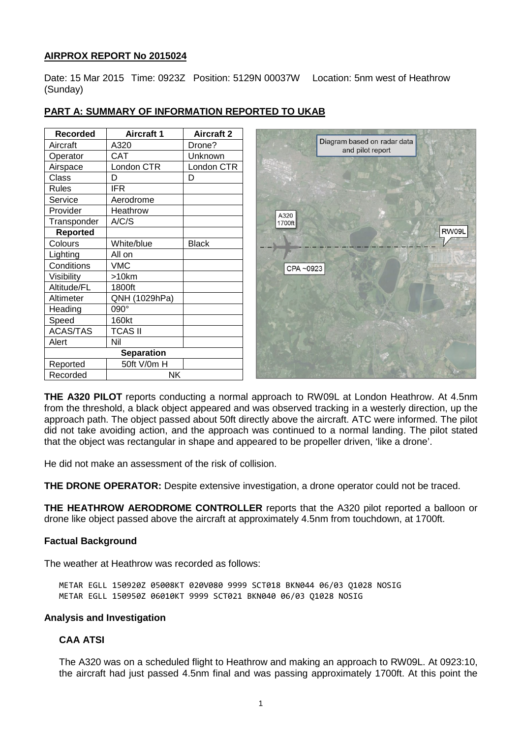**AIRPROX REPORT No 2015024**

Date: 15 Mar 2015 Time: 0923Z Position: 5129N 00037W Location: 5nm west of Heathrow (Sunday)

**PART A: SUMMARY OF INFORMATION REPORTED TO UKAB**

| Recorded | Aircraft 1 | Aircraft 2 |
|---|---|---|
| Aircraft | A320 | Drone? |
| Operator | CAT | Unknown |
| Airspace | London CTR | London CTR |
| Class | D | D |
| Rules | IFR | |
| Service | Aerodrome | |
| Provider | Heathrow | |
| Transponder | A/C/S | |
| **Reported** | | |
| Colours | White/blue | Black |
| Lighting | All on | |
| Conditions | VMC | |
| Visibility | >10km | |
| Altitude/FL | 1800ft | |
| Altimeter | QNH (1029hPa) | |
| Heading | 090° | |
| Speed | 160kt | |
| ACAS/TAS | TCAS II | |
| Alert | Nil | |
| **Separation** | | |
| Reported | 50ft V/0m H | |
| Recorded | NK | |

Diagram based on radar data and pilot report

A320 1700ft

RW09L

CPA ~0923

**THE A320 PILOT** reports conducting a normal approach to RW09L at London Heathrow. At 4.5nm from the threshold, a black object appeared and was observed tracking in a westerly direction, up the approach path. The object passed about 50ft directly above the aircraft. ATC were informed. The pilot did not take avoiding action, and the approach was continued to a normal landing. The pilot stated that the object was rectangular in shape and appeared to be propeller driven, 'like a drone'.

He did not make an assessment of the risk of collision.

**THE DRONE OPERATOR:** Despite extensive investigation, a drone operator could not be traced.

**THE HEATHROW AERODROME CONTROLLER** reports that the A320 pilot reported a balloon or drone like object passed above the aircraft at approximately 4.5nm from touchdown, at 1700ft.

### Factual Background

The weather at Heathrow was recorded as follows:

```
METAR EGLL 150920Z 05008KT 020V080 9999 SCT018 BKN044 06/03 Q1028 NOSIG
METAR EGLL 150950Z 06010KT 9999 SCT021 BKN040 06/03 Q1028 NOSIG
```

### Analysis and Investigation

#### CAA ATSI

The A320 was on a scheduled flight to Heathrow and making an approach to RW09L. At 0923:10, the aircraft had just passed 4.5nm final and was passing approximately 1700ft. At this point the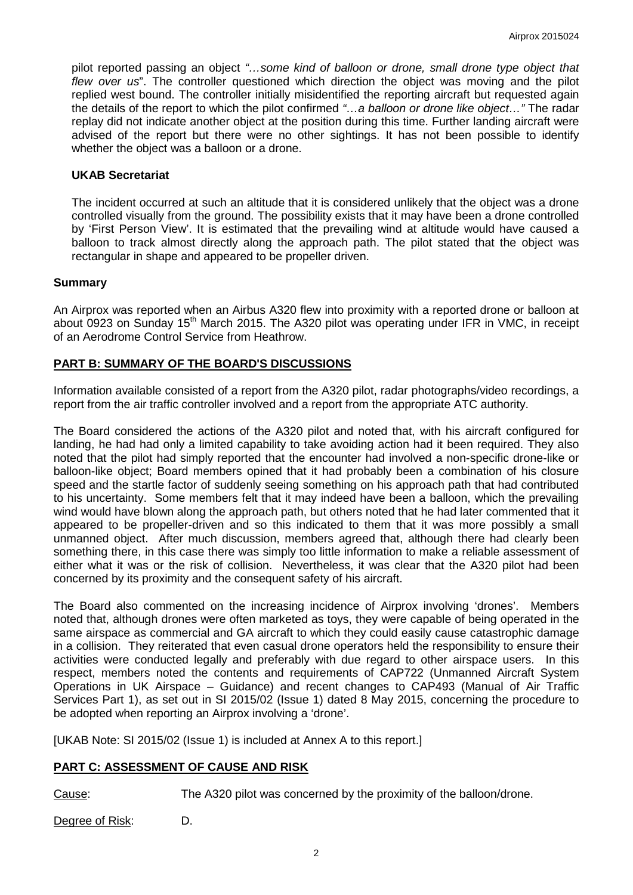pilot reported passing an object *"…some kind of balloon or drone, small drone type object that flew over us*". The controller questioned which direction the object was moving and the pilot replied west bound. The controller initially misidentified the reporting aircraft but requested again the details of the report to which the pilot confirmed *"…a balloon or drone like object…"* The radar replay did not indicate another object at the position during this time. Further landing aircraft were advised of the report but there were no other sightings. It has not been possible to identify whether the object was a balloon or a drone.

### UKAB Secretariat

The incident occurred at such an altitude that it is considered unlikely that the object was a drone controlled visually from the ground. The possibility exists that it may have been a drone controlled by 'First Person View'. It is estimated that the prevailing wind at altitude would have caused a balloon to track almost directly along the approach path. The pilot stated that the object was rectangular in shape and appeared to be propeller driven.

## Summary

An Airprox was reported when an Airbus A320 flew into proximity with a reported drone or balloon at about 0923 on Sunday 15th March 2015. The A320 pilot was operating under IFR in VMC, in receipt of an Aerodrome Control Service from Heathrow.

## PART B: SUMMARY OF THE BOARD'S DISCUSSIONS

Information available consisted of a report from the A320 pilot, radar photographs/video recordings, a report from the air traffic controller involved and a report from the appropriate ATC authority.

The Board considered the actions of the A320 pilot and noted that, with his aircraft configured for landing, he had had only a limited capability to take avoiding action had it been required. They also noted that the pilot had simply reported that the encounter had involved a non-specific drone-like or balloon-like object; Board members opined that it had probably been a combination of his closure speed and the startle factor of suddenly seeing something on his approach path that had contributed to his uncertainty. Some members felt that it may indeed have been a balloon, which the prevailing wind would have blown along the approach path, but others noted that he had later commented that it appeared to be propeller-driven and so this indicated to them that it was more possibly a small unmanned object. After much discussion, members agreed that, although there had clearly been something there, in this case there was simply too little information to make a reliable assessment of either what it was or the risk of collision. Nevertheless, it was clear that the A320 pilot had been concerned by its proximity and the consequent safety of his aircraft.

The Board also commented on the increasing incidence of Airprox involving 'drones'. Members noted that, although drones were often marketed as toys, they were capable of being operated in the same airspace as commercial and GA aircraft to which they could easily cause catastrophic damage in a collision. They reiterated that even casual drone operators held the responsibility to ensure their activities were conducted legally and preferably with due regard to other airspace users. In this respect, members noted the contents and requirements of CAP722 (Unmanned Aircraft System Operations in UK Airspace – Guidance) and recent changes to CAP493 (Manual of Air Traffic Services Part 1), as set out in SI 2015/02 (Issue 1) dated 8 May 2015, concerning the procedure to be adopted when reporting an Airprox involving a 'drone'.

[UKAB Note: SI 2015/02 (Issue 1) is included at Annex A to this report.]

## PART C: ASSESSMENT OF CAUSE AND RISK

Cause: The A320 pilot was concerned by the proximity of the balloon/drone.

Degree of Risk: D.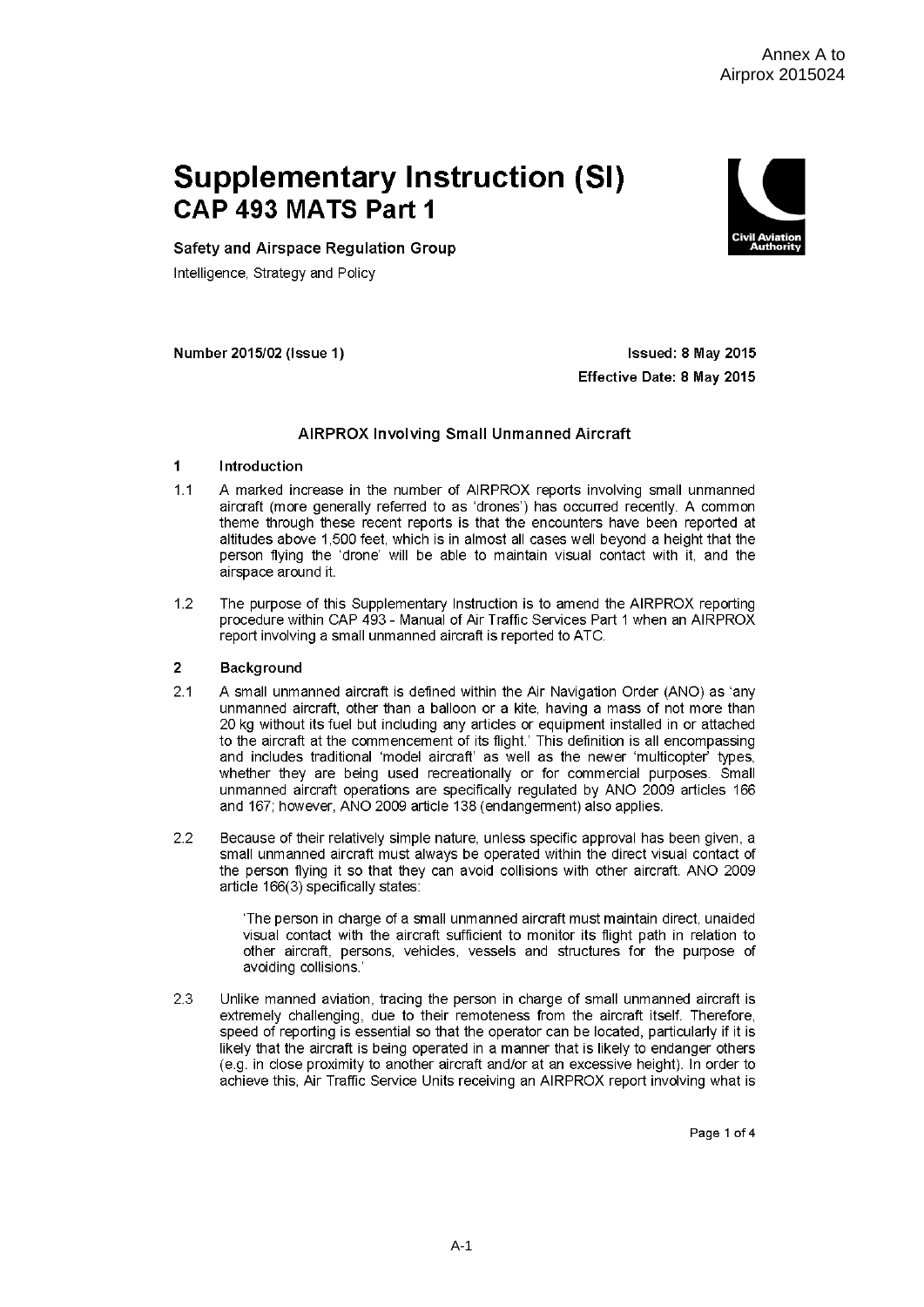# Supplementary Instruction (SI)

## CAP 493 MATS Part 1

**Safety and Airspace Regulation Group**

Intelligence, Strategy and Policy

**Number 2015/02 (Issue 1)** — **Issued: 8 May 2015**

**Effective Date: 8 May 2015**

### AIRPROX Involving Small Unmanned Aircraft

**1 Introduction**

1.1 A marked increase in the number of AIRPROX reports involving small unmanned aircraft (more generally referred to as 'drones') has occurred recently. A common theme through these recent reports is that the encounters have been reported at altitudes above 1,500 feet, which is in almost all cases well beyond a height that the person flying the 'drone' will be able to maintain visual contact with it, and the airspace around it.

1.2 The purpose of this Supplementary Instruction is to amend the AIRPROX reporting procedure within CAP 493 - Manual of Air Traffic Services Part 1 when an AIRPROX report involving a small unmanned aircraft is reported to ATC.

**2 Background**

2.1 A small unmanned aircraft is defined within the Air Navigation Order (ANO) as 'any unmanned aircraft, other than a balloon or a kite, having a mass of not more than 20 kg without its fuel but including any articles or equipment installed in or attached to the aircraft at the commencement of its flight.' This definition is all encompassing and includes traditional 'model aircraft' as well as the newer 'multicopter' types, whether they are being used recreationally or for commercial purposes. Small unmanned aircraft operations are specifically regulated by ANO 2009 articles 166 and 167; however, ANO 2009 article 138 (endangerment) also applies.

2.2 Because of their relatively simple nature, unless specific approval has been given, a small unmanned aircraft must always be operated within the direct visual contact of the person flying it so that they can avoid collisions with other aircraft. ANO 2009 article 166(3) specifically states:

> 'The person in charge of a small unmanned aircraft must maintain direct, unaided visual contact with the aircraft sufficient to monitor its flight path in relation to other aircraft, persons, vehicles, vessels and structures for the purpose of avoiding collisions.'

2.3 Unlike manned aviation, tracing the person in charge of small unmanned aircraft is extremely challenging, due to their remoteness from the aircraft itself. Therefore, speed of reporting is essential so that the operator can be located, particularly if it is likely that the aircraft is being operated in a manner that is likely to endanger others (e.g. in close proximity to another aircraft and/or at an excessive height). In order to achieve this, Air Traffic Service Units receiving an AIRPROX report involving what is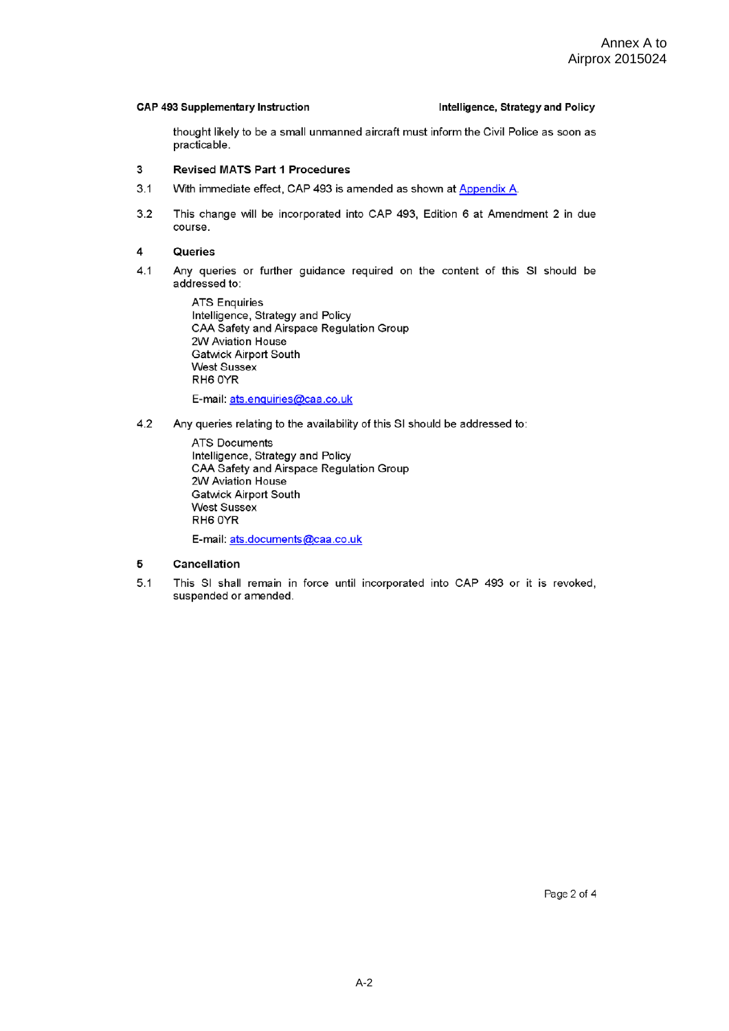thought likely to be a small unmanned aircraft must inform the Civil Police as soon as practicable.

## 3 Revised MATS Part 1 Procedures

3.1 With immediate effect, CAP 493 is amended as shown at Appendix A.

3.2 This change will be incorporated into CAP 493, Edition 6 at Amendment 2 in due course.

## 4 Queries

4.1 Any queries or further guidance required on the content of this SI should be addressed to:

ATS Enquiries
Intelligence, Strategy and Policy
CAA Safety and Airspace Regulation Group
2W Aviation House
Gatwick Airport South
West Sussex
RH6 0YR

E-mail: ats.enquiries@caa.co.uk

4.2 Any queries relating to the availability of this SI should be addressed to:

ATS Documents
Intelligence, Strategy and Policy
CAA Safety and Airspace Regulation Group
2W Aviation House
Gatwick Airport South
West Sussex
RH6 0YR

E-mail: ats.documents@caa.co.uk

## 5 Cancellation

5.1 This SI shall remain in force until incorporated into CAP 493 or it is revoked, suspended or amended.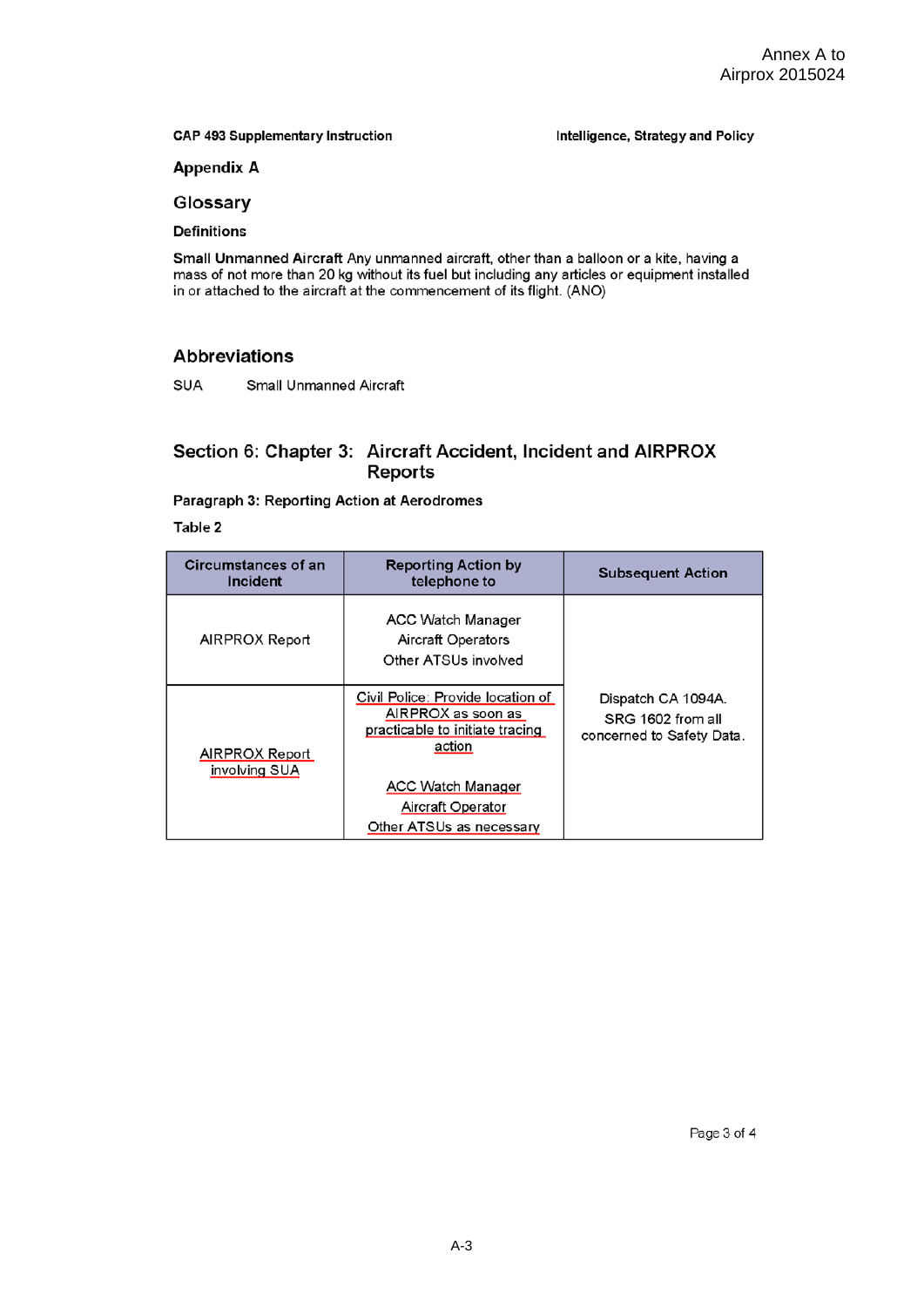Annex A to Airprox 2015024

**CAP 493 Supplementary Instruction** | **Intelligence, Strategy and Policy**

## Appendix A

## Glossary

### Definitions

**Small Unmanned Aircraft** Any unmanned aircraft, other than a balloon or a kite, having a mass of not more than 20 kg without its fuel but including any articles or equipment installed in or attached to the aircraft at the commencement of its flight. (ANO)

## Abbreviations

SUA Small Unmanned Aircraft

## Section 6: Chapter 3: Aircraft Accident, Incident and AIRPROX Reports

**Paragraph 3: Reporting Action at Aerodromes**

**Table 2**

| Circumstances of an Incident | Reporting Action by telephone to | Subsequent Action |
|---|---|---|
| AIRPROX Report | ACC Watch Manager<br>Aircraft Operators<br>Other ATSUs involved | Dispatch CA 1094A.<br>SRG 1602 from all concerned to Safety Data. |
| AIRPROX Report involving SUA | Civil Police: Provide location of AIRPROX as soon as practicable to initiate tracing action<br><br>ACC Watch Manager<br>Aircraft Operator<br>Other ATSUs as necessary | |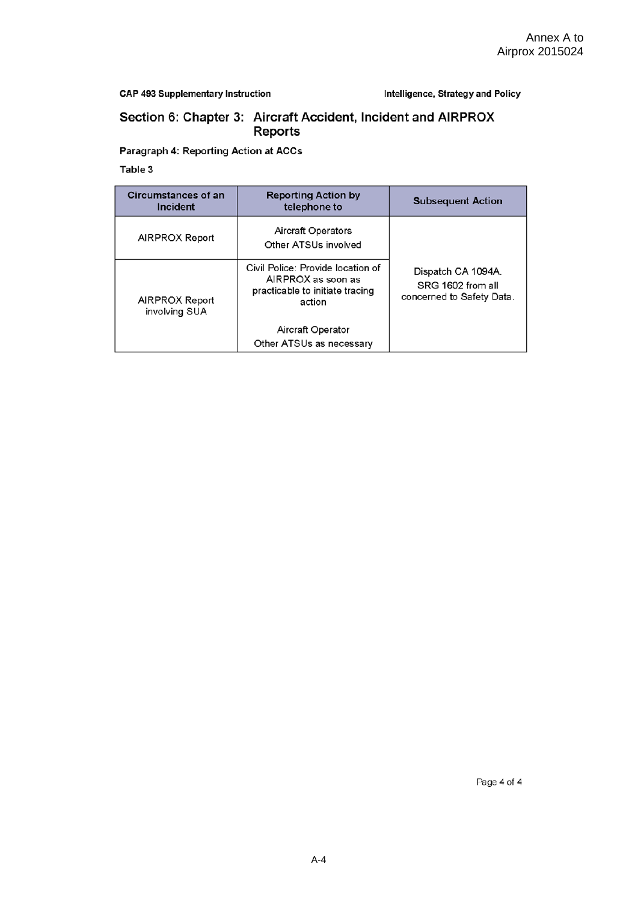Annex A to
Airprox 2015024

CAP 493 Supplementary Instruction | Intelligence, Strategy and Policy

## Section 6: Chapter 3: Aircraft Accident, Incident and AIRPROX Reports

**Paragraph 4: Reporting Action at ACCs**

**Table 3**

| Circumstances of an Incident | Reporting Action by telephone to | Subsequent Action |
|---|---|---|
| AIRPROX Report | Aircraft Operators<br>Other ATSUs involved | Dispatch CA 1094A.<br>SRG 1602 from all concerned to Safety Data. |
| AIRPROX Report involving SUA | Civil Police: Provide location of AIRPROX as soon as practicable to initiate tracing action<br><br>Aircraft Operator<br>Other ATSUs as necessary | |